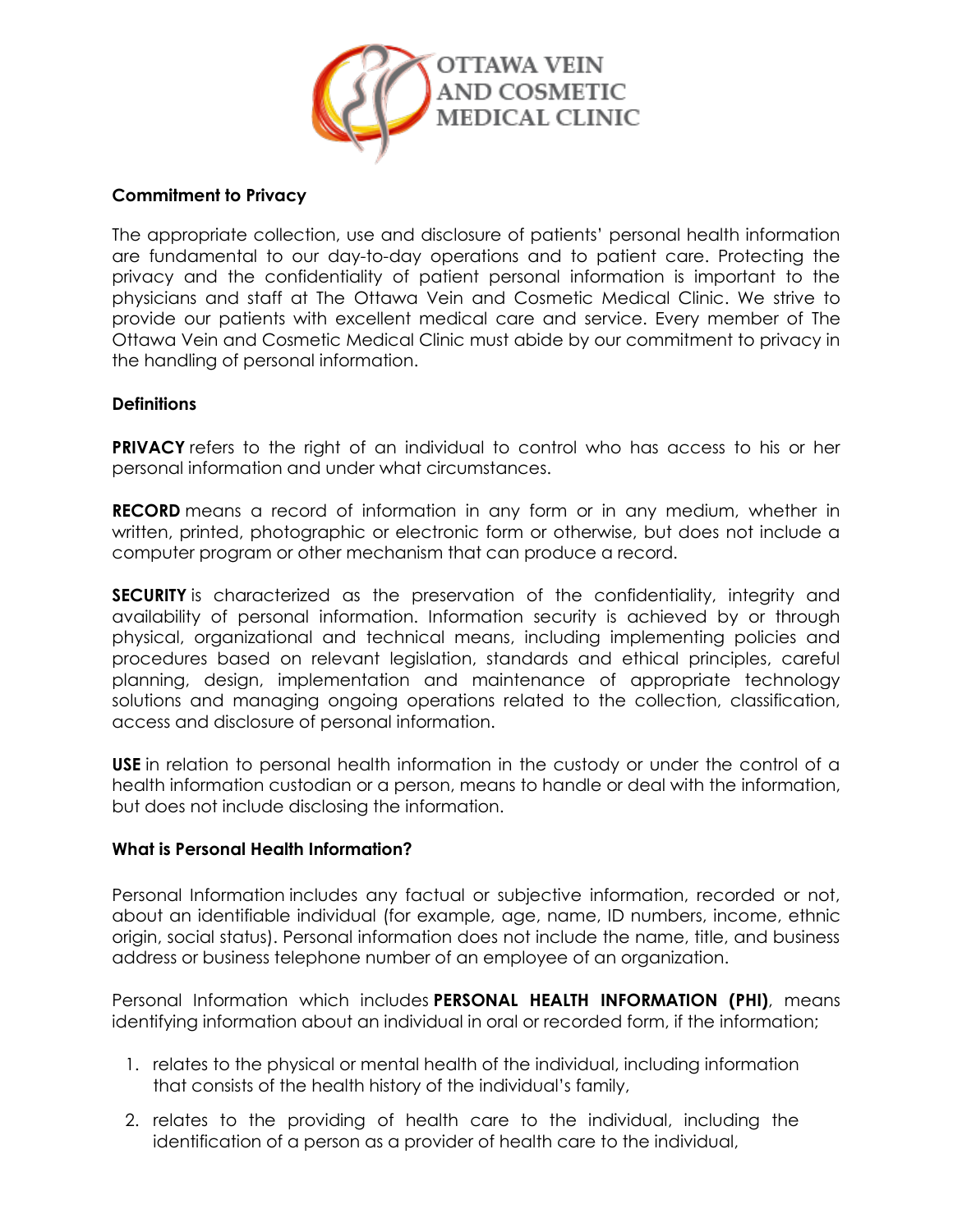OTTAWA VEIN AND COSMETIC MEDICAL CLINIC

**Commitment to Privacy**

The appropriate collection, use and disclosure of patients' personal health information are fundamental to our day-to-day operations and to patient care. Protecting the privacy and the confidentiality of patient personal information is important to the physicians and staff at The Ottawa Vein and Cosmetic Medical Clinic. We strive to provide our patients with excellent medical care and service. Every member of The Ottawa Vein and Cosmetic Medical Clinic must abide by our commitment to privacy in the handling of personal information.

**Definitions**

**PRIVACY** refers to the right of an individual to control who has access to his or her personal information and under what circumstances.

**RECORD** means a record of information in any form or in any medium, whether in written, printed, photographic or electronic form or otherwise, but does not include a computer program or other mechanism that can produce a record.

**SECURITY** is characterized as the preservation of the confidentiality, integrity and availability of personal information. Information security is achieved by or through physical, organizational and technical means, including implementing policies and procedures based on relevant legislation, standards and ethical principles, careful planning, design, implementation and maintenance of appropriate technology solutions and managing ongoing operations related to the collection, classification, access and disclosure of personal information.

**USE** in relation to personal health information in the custody or under the control of a health information custodian or a person, means to handle or deal with the information, but does not include disclosing the information.

**What is Personal Health Information?**

Personal Information includes any factual or subjective information, recorded or not, about an identifiable individual (for example, age, name, ID numbers, income, ethnic origin, social status). Personal information does not include the name, title, and business address or business telephone number of an employee of an organization.

Personal Information which includes **PERSONAL HEALTH INFORMATION (PHI)**, means identifying information about an individual in oral or recorded form, if the information;

1. relates to the physical or mental health of the individual, including information that consists of the health history of the individual's family,
2. relates to the providing of health care to the individual, including the identification of a person as a provider of health care to the individual,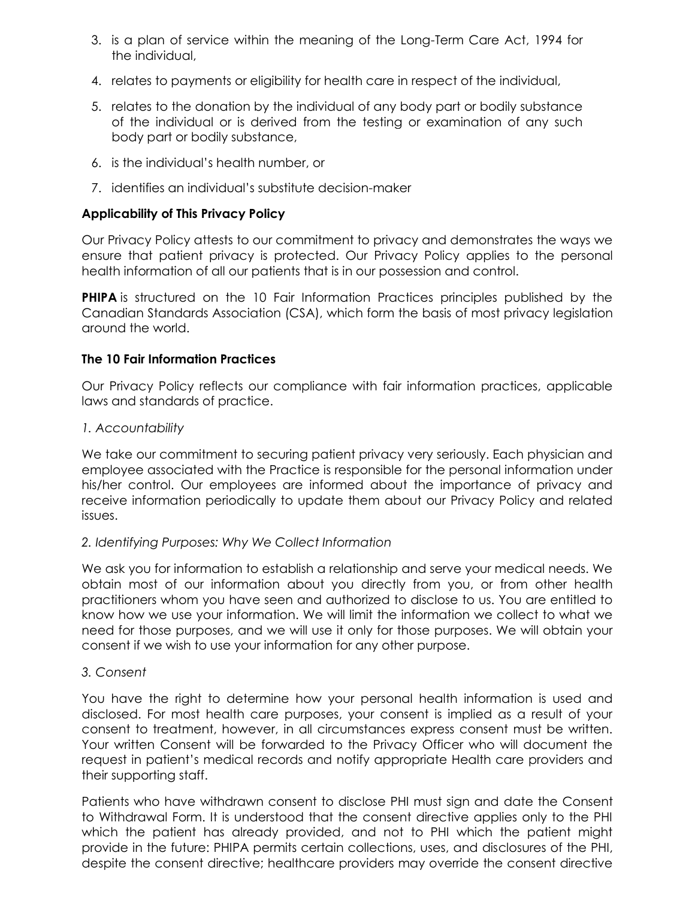3. is a plan of service within the meaning of the Long-Term Care Act, 1994 for the individual,
4. relates to payments or eligibility for health care in respect of the individual,
5. relates to the donation by the individual of any body part or bodily substance of the individual or is derived from the testing or examination of any such body part or bodily substance,
6. is the individual's health number, or
7. identifies an individual's substitute decision-maker

**Applicability of This Privacy Policy**

Our Privacy Policy attests to our commitment to privacy and demonstrates the ways we ensure that patient privacy is protected. Our Privacy Policy applies to the personal health information of all our patients that is in our possession and control.

**PHIPA** is structured on the 10 Fair Information Practices principles published by the Canadian Standards Association (CSA), which form the basis of most privacy legislation around the world.

**The 10 Fair Information Practices**

Our Privacy Policy reflects our compliance with fair information practices, applicable laws and standards of practice.

*1. Accountability*

We take our commitment to securing patient privacy very seriously. Each physician and employee associated with the Practice is responsible for the personal information under his/her control. Our employees are informed about the importance of privacy and receive information periodically to update them about our Privacy Policy and related issues.

*2. Identifying Purposes: Why We Collect Information*

We ask you for information to establish a relationship and serve your medical needs. We obtain most of our information about you directly from you, or from other health practitioners whom you have seen and authorized to disclose to us. You are entitled to know how we use your information. We will limit the information we collect to what we need for those purposes, and we will use it only for those purposes. We will obtain your consent if we wish to use your information for any other purpose.

*3. Consent*

You have the right to determine how your personal health information is used and disclosed. For most health care purposes, your consent is implied as a result of your consent to treatment, however, in all circumstances express consent must be written. Your written Consent will be forwarded to the Privacy Officer who will document the request in patient's medical records and notify appropriate Health care providers and their supporting staff.

Patients who have withdrawn consent to disclose PHI must sign and date the Consent to Withdrawal Form. It is understood that the consent directive applies only to the PHI which the patient has already provided, and not to PHI which the patient might provide in the future: PHIPA permits certain collections, uses, and disclosures of the PHI, despite the consent directive; healthcare providers may override the consent directive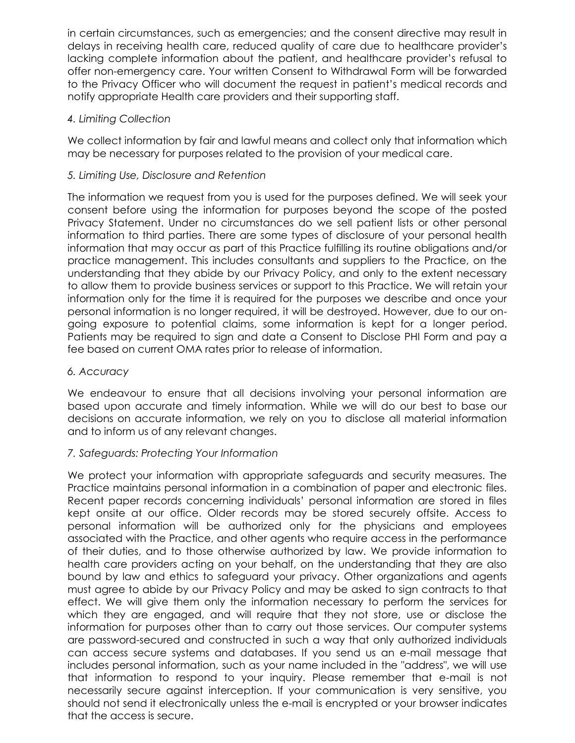in certain circumstances, such as emergencies; and the consent directive may result in delays in receiving health care, reduced quality of care due to healthcare provider's lacking complete information about the patient, and healthcare provider's refusal to offer non-emergency care. Your written Consent to Withdrawal Form will be forwarded to the Privacy Officer who will document the request in patient's medical records and notify appropriate Health care providers and their supporting staff.

*4. Limiting Collection*

We collect information by fair and lawful means and collect only that information which may be necessary for purposes related to the provision of your medical care.

*5. Limiting Use, Disclosure and Retention*

The information we request from you is used for the purposes defined. We will seek your consent before using the information for purposes beyond the scope of the posted Privacy Statement. Under no circumstances do we sell patient lists or other personal information to third parties. There are some types of disclosure of your personal health information that may occur as part of this Practice fulfilling its routine obligations and/or practice management. This includes consultants and suppliers to the Practice, on the understanding that they abide by our Privacy Policy, and only to the extent necessary to allow them to provide business services or support to this Practice. We will retain your information only for the time it is required for the purposes we describe and once your personal information is no longer required, it will be destroyed. However, due to our on-going exposure to potential claims, some information is kept for a longer period. Patients may be required to sign and date a Consent to Disclose PHI Form and pay a fee based on current OMA rates prior to release of information.

*6. Accuracy*

We endeavour to ensure that all decisions involving your personal information are based upon accurate and timely information. While we will do our best to base our decisions on accurate information, we rely on you to disclose all material information and to inform us of any relevant changes.

*7. Safeguards: Protecting Your Information*

We protect your information with appropriate safeguards and security measures. The Practice maintains personal information in a combination of paper and electronic files. Recent paper records concerning individuals' personal information are stored in files kept onsite at our office. Older records may be stored securely offsite. Access to personal information will be authorized only for the physicians and employees associated with the Practice, and other agents who require access in the performance of their duties, and to those otherwise authorized by law. We provide information to health care providers acting on your behalf, on the understanding that they are also bound by law and ethics to safeguard your privacy. Other organizations and agents must agree to abide by our Privacy Policy and may be asked to sign contracts to that effect. We will give them only the information necessary to perform the services for which they are engaged, and will require that they not store, use or disclose the information for purposes other than to carry out those services. Our computer systems are password-secured and constructed in such a way that only authorized individuals can access secure systems and databases. If you send us an e-mail message that includes personal information, such as your name included in the "address", we will use that information to respond to your inquiry. Please remember that e-mail is not necessarily secure against interception. If your communication is very sensitive, you should not send it electronically unless the e-mail is encrypted or your browser indicates that the access is secure.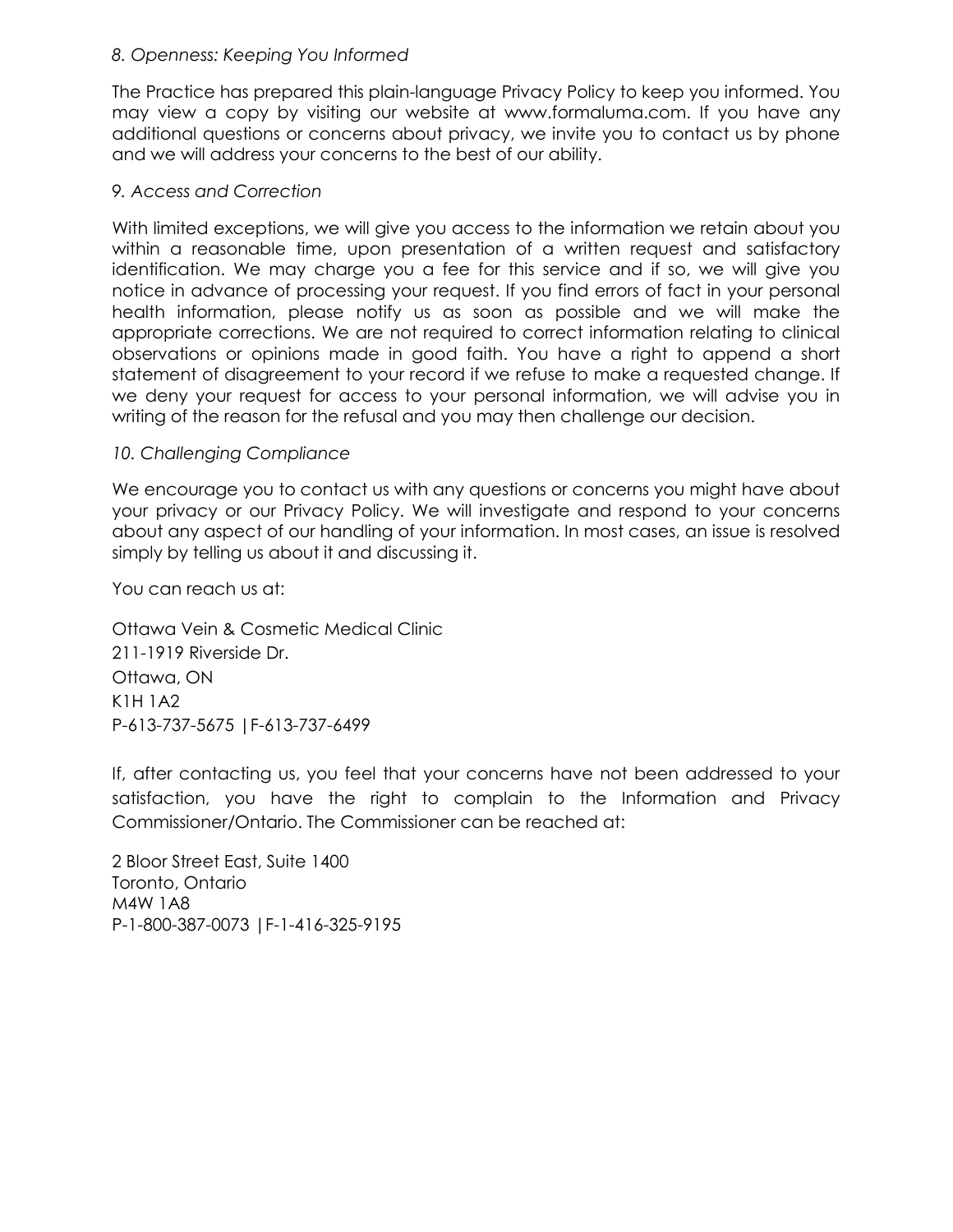*8. Openness: Keeping You Informed*

The Practice has prepared this plain-language Privacy Policy to keep you informed. You may view a copy by visiting our website at www.formaluma.com. If you have any additional questions or concerns about privacy, we invite you to contact us by phone and we will address your concerns to the best of our ability.

*9. Access and Correction*

With limited exceptions, we will give you access to the information we retain about you within a reasonable time, upon presentation of a written request and satisfactory identification. We may charge you a fee for this service and if so, we will give you notice in advance of processing your request. If you find errors of fact in your personal health information, please notify us as soon as possible and we will make the appropriate corrections. We are not required to correct information relating to clinical observations or opinions made in good faith. You have a right to append a short statement of disagreement to your record if we refuse to make a requested change. If we deny your request for access to your personal information, we will advise you in writing of the reason for the refusal and you may then challenge our decision.

*10. Challenging Compliance*

We encourage you to contact us with any questions or concerns you might have about your privacy or our Privacy Policy. We will investigate and respond to your concerns about any aspect of our handling of your information. In most cases, an issue is resolved simply by telling us about it and discussing it.

You can reach us at:

Ottawa Vein & Cosmetic Medical Clinic
211-1919 Riverside Dr.
Ottawa, ON
K1H 1A2
P-613-737-5675 |F-613-737-6499

If, after contacting us, you feel that your concerns have not been addressed to your satisfaction, you have the right to complain to the Information and Privacy Commissioner/Ontario. The Commissioner can be reached at:

2 Bloor Street East, Suite 1400
Toronto, Ontario
M4W 1A8
P-1-800-387-0073 |F-1-416-325-9195